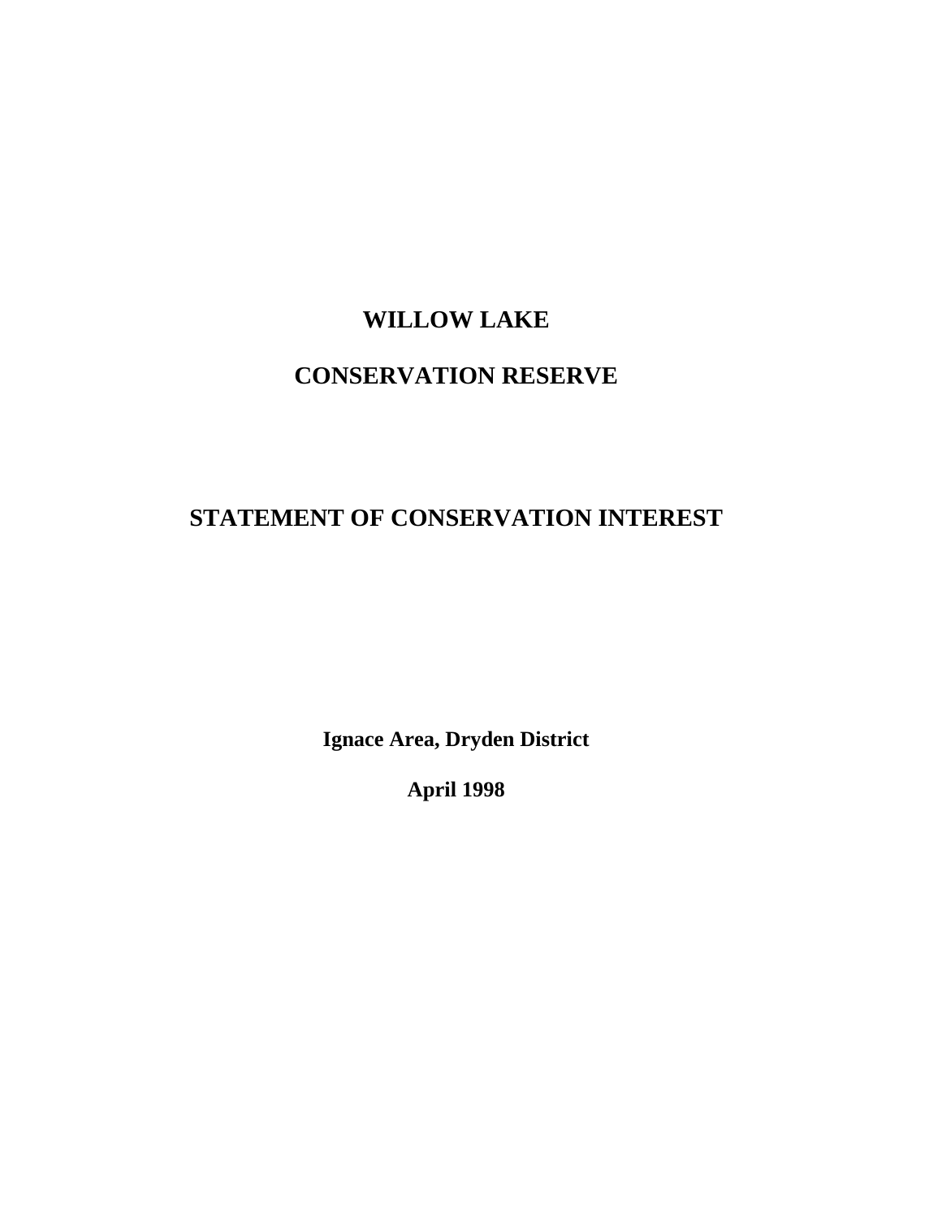# WILLOW LAKE

# CONSERVATION RESERVE

## STATEMENT OF CONSERVATION INTEREST

**Ignace Area, Dryden District**

**April 1998**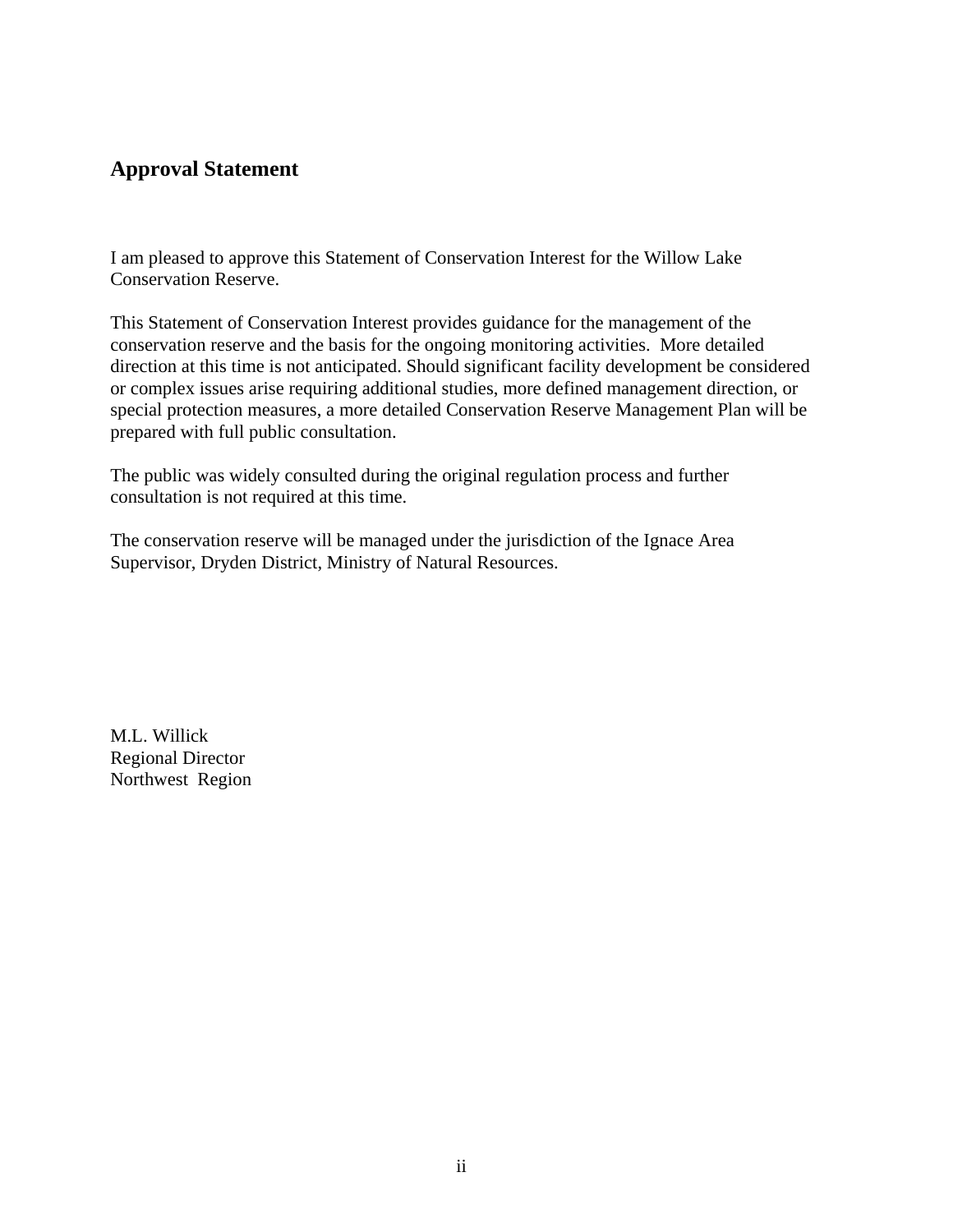## Approval Statement

I am pleased to approve this Statement of Conservation Interest for the Willow Lake Conservation Reserve.

This Statement of Conservation Interest provides guidance for the management of the conservation reserve and the basis for the ongoing monitoring activities. More detailed direction at this time is not anticipated. Should significant facility development be considered or complex issues arise requiring additional studies, more defined management direction, or special protection measures, a more detailed Conservation Reserve Management Plan will be prepared with full public consultation.

The public was widely consulted during the original regulation process and further consultation is not required at this time.

The conservation reserve will be managed under the jurisdiction of the Ignace Area Supervisor, Dryden District, Ministry of Natural Resources.

M.L. Willick  
Regional Director  
Northwest Region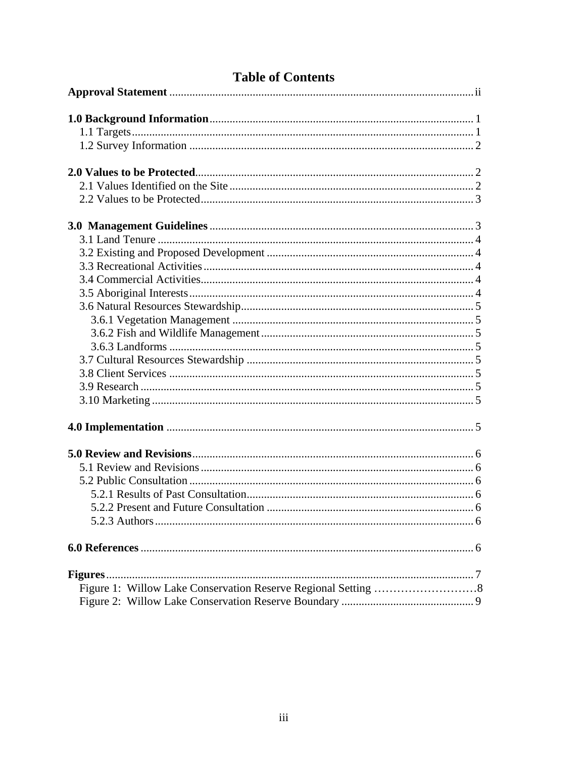# Table of Contents

**Approval Statement** ..... ii

**1.0 Background Information** ..... 1
- 1.1 Targets ..... 1
- 1.2 Survey Information ..... 2

**2.0 Values to be Protected** ..... 2
- 2.1 Values Identified on the Site ..... 2
- 2.2 Values to be Protected ..... 3

**3.0 Management Guidelines** ..... 3
- 3.1 Land Tenure ..... 4
- 3.2 Existing and Proposed Development ..... 4
- 3.3 Recreational Activities ..... 4
- 3.4 Commercial Activities ..... 4
- 3.5 Aboriginal Interests ..... 4
- 3.6 Natural Resources Stewardship ..... 5
  - 3.6.1 Vegetation Management ..... 5
  - 3.6.2 Fish and Wildlife Management ..... 5
  - 3.6.3 Landforms ..... 5
- 3.7 Cultural Resources Stewardship ..... 5
- 3.8 Client Services ..... 5
- 3.9 Research ..... 5
- 3.10 Marketing ..... 5

**4.0 Implementation** ..... 5

**5.0 Review and Revisions** ..... 6
- 5.1 Review and Revisions ..... 6
- 5.2 Public Consultation ..... 6
  - 5.2.1 Results of Past Consultation ..... 6
  - 5.2.2 Present and Future Consultation ..... 6
  - 5.2.3 Authors ..... 6

**6.0 References** ..... 6

**Figures** ..... 7
- Figure 1: Willow Lake Conservation Reserve Regional Setting ..... 8
- Figure 2: Willow Lake Conservation Reserve Boundary ..... 9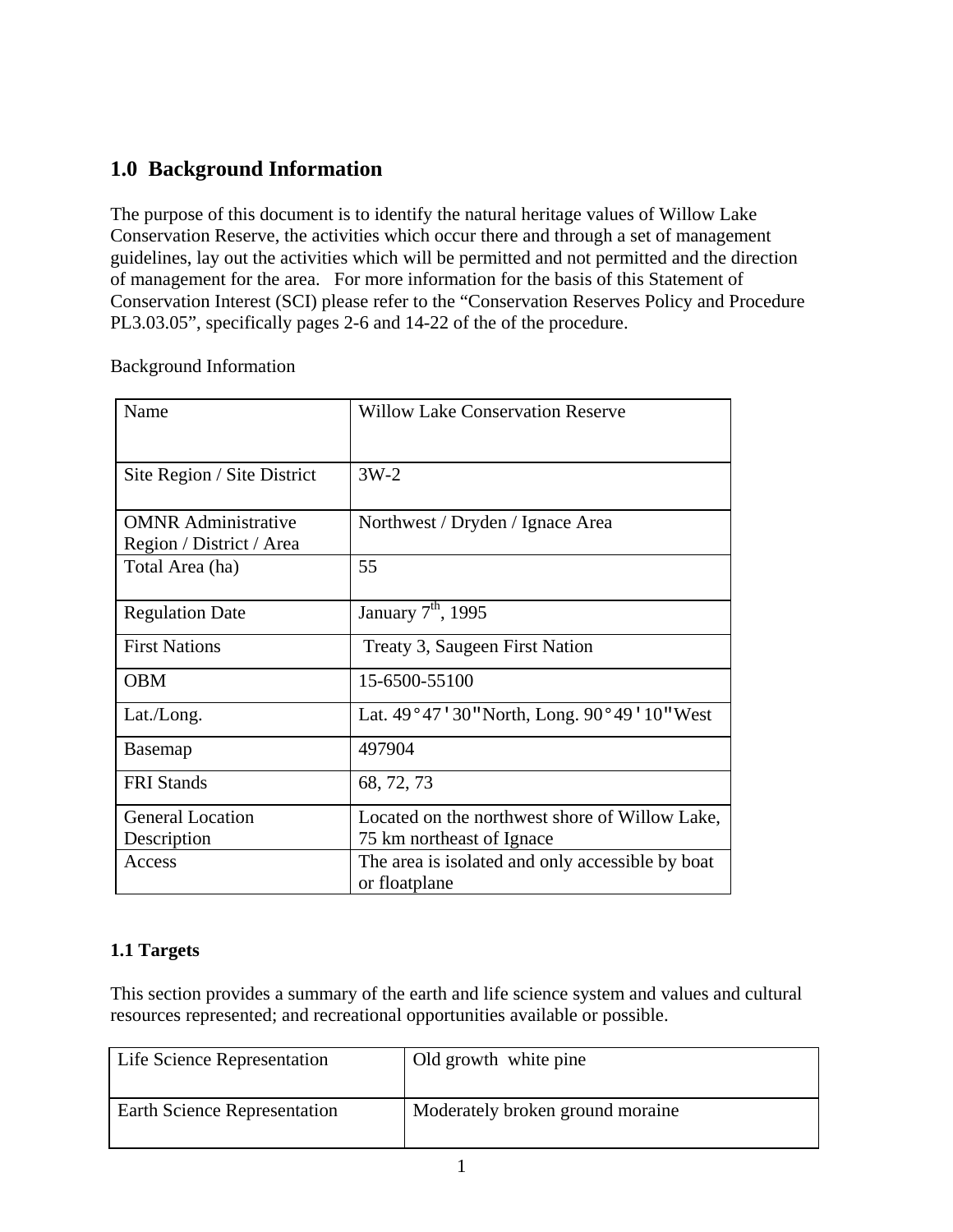## 1.0 Background Information

The purpose of this document is to identify the natural heritage values of Willow Lake Conservation Reserve, the activities which occur there and through a set of management guidelines, lay out the activities which will be permitted and not permitted and the direction of management for the area. For more information for the basis of this Statement of Conservation Interest (SCI) please refer to the "Conservation Reserves Policy and Procedure PL3.03.05", specifically pages 2-6 and 14-22 of the of the procedure.

Background Information

| Name | Willow Lake Conservation Reserve |
|---|---|
| Site Region / Site District | 3W-2 |
| OMNR Administrative Region / District / Area | Northwest / Dryden / Ignace Area |
| Total Area (ha) | 55 |
| Regulation Date | January 7th, 1995 |
| First Nations | Treaty 3, Saugeen First Nation |
| OBM | 15-6500-55100 |
| Lat./Long. | Lat. 49°47'30"North, Long. 90°49'10"West |
| Basemap | 497904 |
| FRI Stands | 68, 72, 73 |
| General Location Description | Located on the northwest shore of Willow Lake, 75 km northeast of Ignace |
| Access | The area is isolated and only accessible by boat or floatplane |

### 1.1 Targets

This section provides a summary of the earth and life science system and values and cultural resources represented; and recreational opportunities available or possible.

| Life Science Representation | Old growth white pine |
|---|---|
| Earth Science Representation | Moderately broken ground moraine |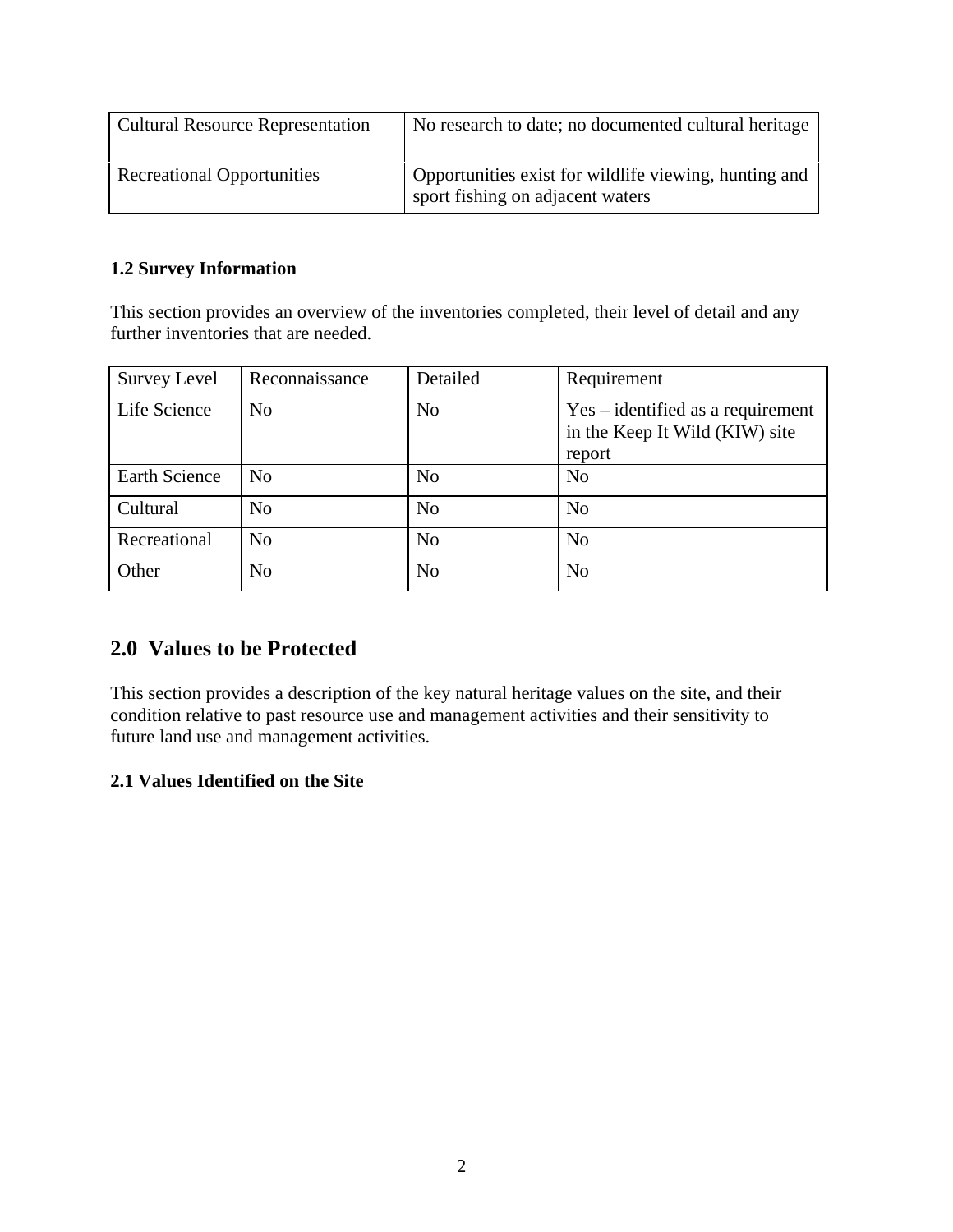| Cultural Resource Representation | No research to date; no documented cultural heritage |
| --- | --- |
| Recreational Opportunities | Opportunities exist for wildlife viewing, hunting and sport fishing on adjacent waters |

### 1.2 Survey Information

This section provides an overview of the inventories completed, their level of detail and any further inventories that are needed.

| Survey Level | Reconnaissance | Detailed | Requirement |
| --- | --- | --- | --- |
| Life Science | No | No | Yes – identified as a requirement in the Keep It Wild (KIW) site report |
| Earth Science | No | No | No |
| Cultural | No | No | No |
| Recreational | No | No | No |
| Other | No | No | No |

## 2.0 Values to be Protected

This section provides a description of the key natural heritage values on the site, and their condition relative to past resource use and management activities and their sensitivity to future land use and management activities.

### 2.1 Values Identified on the Site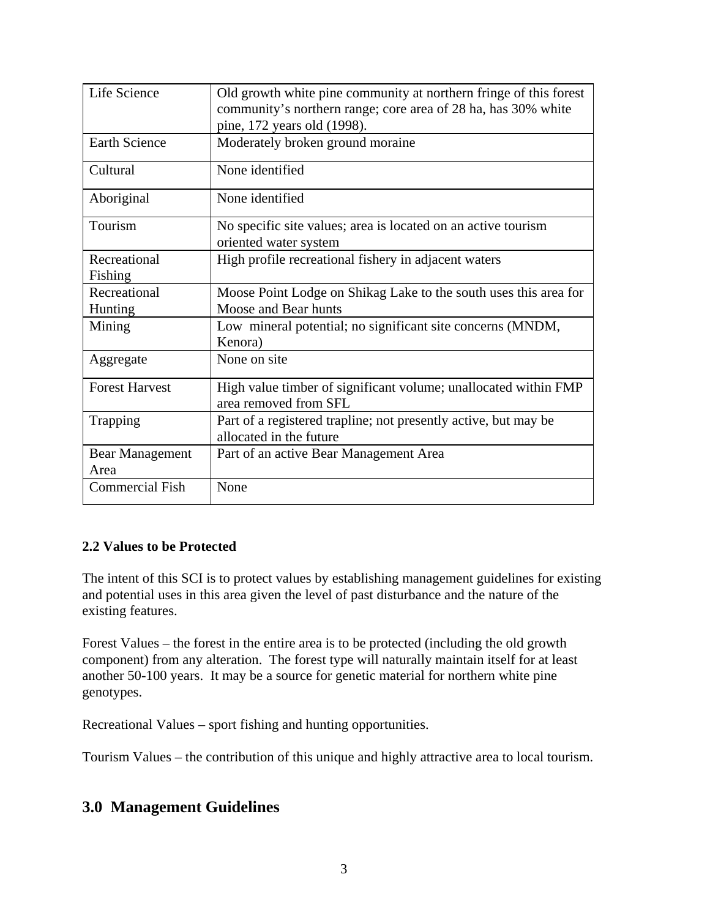| Life Science | Old growth white pine community at northern fringe of this forest community's northern range; core area of 28 ha, has 30% white pine, 172 years old (1998). |
|---|---|
| Earth Science | Moderately broken ground moraine |
| Cultural | None identified |
| Aboriginal | None identified |
| Tourism | No specific site values; area is located on an active tourism oriented water system |
| Recreational Fishing | High profile recreational fishery in adjacent waters |
| Recreational Hunting | Moose Point Lodge on Shikag Lake to the south uses this area for Moose and Bear hunts |
| Mining | Low mineral potential; no significant site concerns (MNDM, Kenora) |
| Aggregate | None on site |
| Forest Harvest | High value timber of significant volume; unallocated within FMP area removed from SFL |
| Trapping | Part of a registered trapline; not presently active, but may be allocated in the future |
| Bear Management Area | Part of an active Bear Management Area |
| Commercial Fish | None |

**2.2 Values to be Protected**

The intent of this SCI is to protect values by establishing management guidelines for existing and potential uses in this area given the level of past disturbance and the nature of the existing features.

Forest Values – the forest in the entire area is to be protected (including the old growth component) from any alteration. The forest type will naturally maintain itself for at least another 50-100 years. It may be a source for genetic material for northern white pine genotypes.

Recreational Values – sport fishing and hunting opportunities.

Tourism Values – the contribution of this unique and highly attractive area to local tourism.

## 3.0 Management Guidelines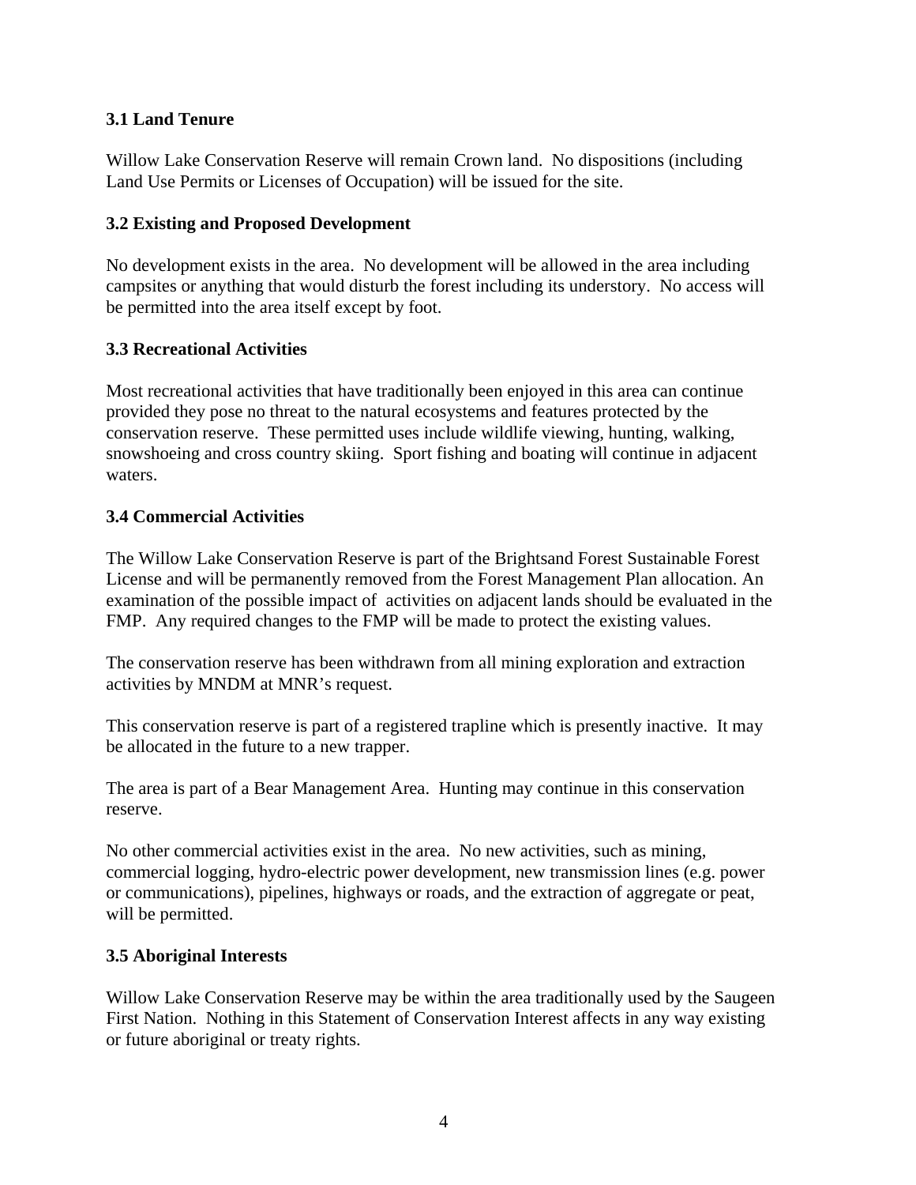### 3.1 Land Tenure

Willow Lake Conservation Reserve will remain Crown land. No dispositions (including Land Use Permits or Licenses of Occupation) will be issued for the site.

### 3.2 Existing and Proposed Development

No development exists in the area. No development will be allowed in the area including campsites or anything that would disturb the forest including its understory. No access will be permitted into the area itself except by foot.

### 3.3 Recreational Activities

Most recreational activities that have traditionally been enjoyed in this area can continue provided they pose no threat to the natural ecosystems and features protected by the conservation reserve. These permitted uses include wildlife viewing, hunting, walking, snowshoeing and cross country skiing. Sport fishing and boating will continue in adjacent waters.

### 3.4 Commercial Activities

The Willow Lake Conservation Reserve is part of the Brightsand Forest Sustainable Forest License and will be permanently removed from the Forest Management Plan allocation. An examination of the possible impact of activities on adjacent lands should be evaluated in the FMP. Any required changes to the FMP will be made to protect the existing values.

The conservation reserve has been withdrawn from all mining exploration and extraction activities by MNDM at MNR's request.

This conservation reserve is part of a registered trapline which is presently inactive. It may be allocated in the future to a new trapper.

The area is part of a Bear Management Area. Hunting may continue in this conservation reserve.

No other commercial activities exist in the area. No new activities, such as mining, commercial logging, hydro-electric power development, new transmission lines (e.g. power or communications), pipelines, highways or roads, and the extraction of aggregate or peat, will be permitted.

### 3.5 Aboriginal Interests

Willow Lake Conservation Reserve may be within the area traditionally used by the Saugeen First Nation. Nothing in this Statement of Conservation Interest affects in any way existing or future aboriginal or treaty rights.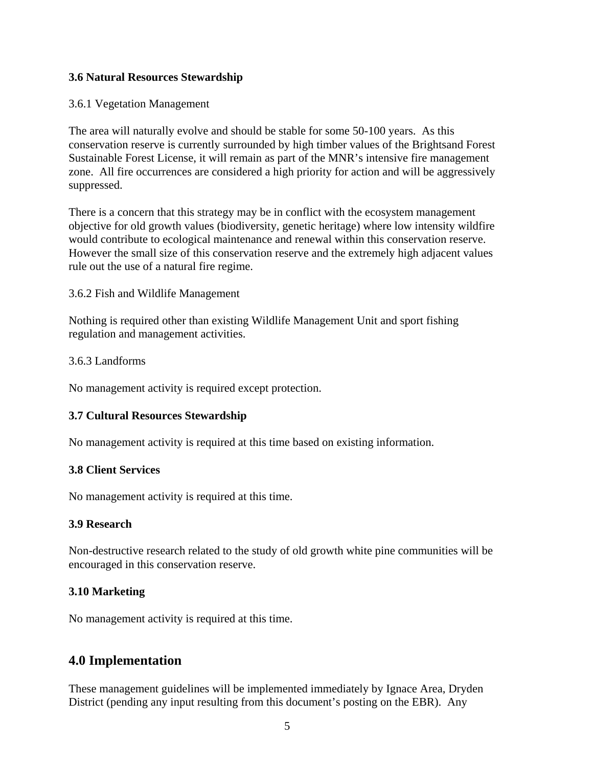### 3.6 Natural Resources Stewardship

3.6.1 Vegetation Management

The area will naturally evolve and should be stable for some 50-100 years. As this conservation reserve is currently surrounded by high timber values of the Brightsand Forest Sustainable Forest License, it will remain as part of the MNR's intensive fire management zone. All fire occurrences are considered a high priority for action and will be aggressively suppressed.

There is a concern that this strategy may be in conflict with the ecosystem management objective for old growth values (biodiversity, genetic heritage) where low intensity wildfire would contribute to ecological maintenance and renewal within this conservation reserve. However the small size of this conservation reserve and the extremely high adjacent values rule out the use of a natural fire regime.

3.6.2 Fish and Wildlife Management

Nothing is required other than existing Wildlife Management Unit and sport fishing regulation and management activities.

3.6.3 Landforms

No management activity is required except protection.

### 3.7 Cultural Resources Stewardship

No management activity is required at this time based on existing information.

### 3.8 Client Services

No management activity is required at this time.

### 3.9 Research

Non-destructive research related to the study of old growth white pine communities will be encouraged in this conservation reserve.

### 3.10 Marketing

No management activity is required at this time.

## 4.0 Implementation

These management guidelines will be implemented immediately by Ignace Area, Dryden District (pending any input resulting from this document's posting on the EBR). Any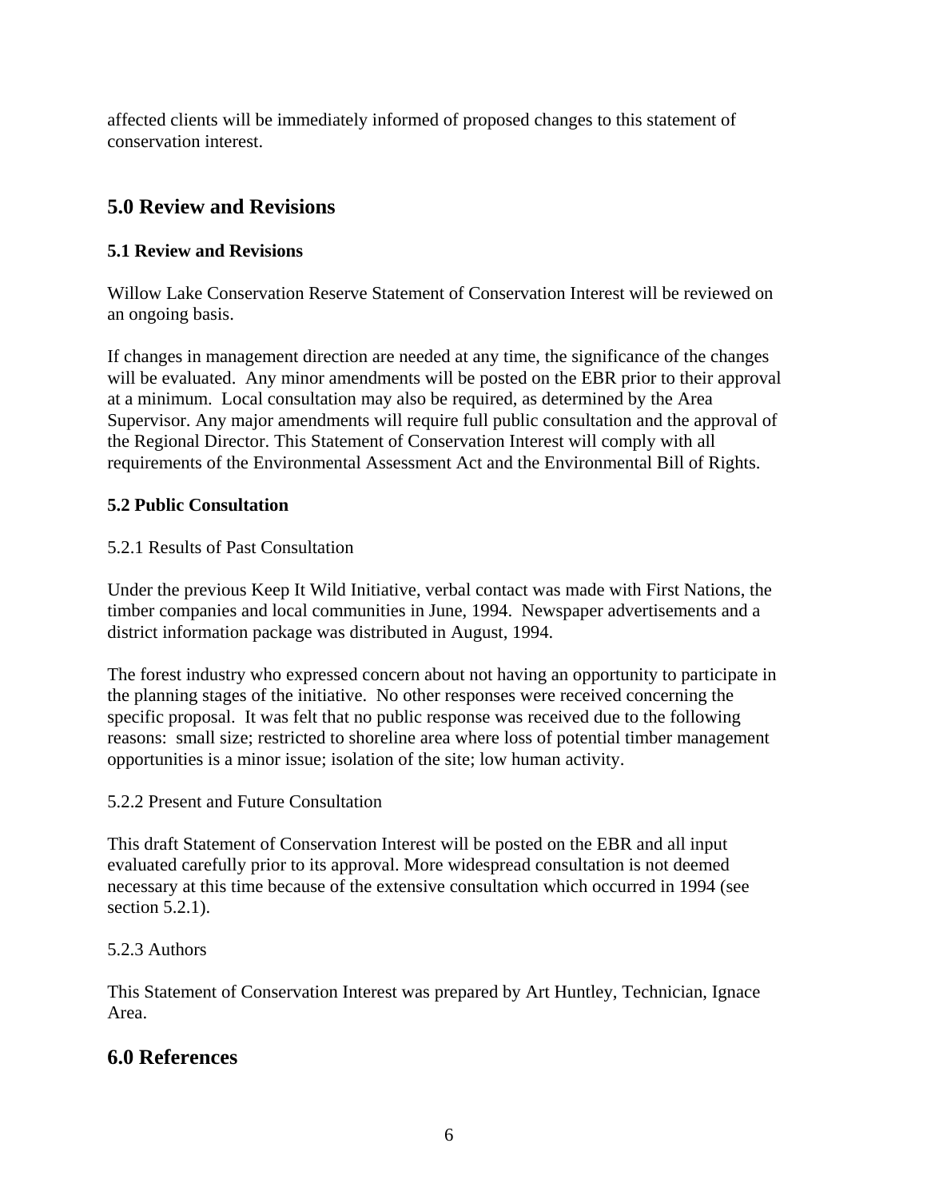affected clients will be immediately informed of proposed changes to this statement of conservation interest.

## 5.0 Review and Revisions

### 5.1 Review and Revisions

Willow Lake Conservation Reserve Statement of Conservation Interest will be reviewed on an ongoing basis.

If changes in management direction are needed at any time, the significance of the changes will be evaluated. Any minor amendments will be posted on the EBR prior to their approval at a minimum. Local consultation may also be required, as determined by the Area Supervisor. Any major amendments will require full public consultation and the approval of the Regional Director. This Statement of Conservation Interest will comply with all requirements of the Environmental Assessment Act and the Environmental Bill of Rights.

### 5.2 Public Consultation

5.2.1 Results of Past Consultation

Under the previous Keep It Wild Initiative, verbal contact was made with First Nations, the timber companies and local communities in June, 1994. Newspaper advertisements and a district information package was distributed in August, 1994.

The forest industry who expressed concern about not having an opportunity to participate in the planning stages of the initiative. No other responses were received concerning the specific proposal. It was felt that no public response was received due to the following reasons: small size; restricted to shoreline area where loss of potential timber management opportunities is a minor issue; isolation of the site; low human activity.

5.2.2 Present and Future Consultation

This draft Statement of Conservation Interest will be posted on the EBR and all input evaluated carefully prior to its approval. More widespread consultation is not deemed necessary at this time because of the extensive consultation which occurred in 1994 (see section 5.2.1).

5.2.3 Authors

This Statement of Conservation Interest was prepared by Art Huntley, Technician, Ignace Area.

## 6.0 References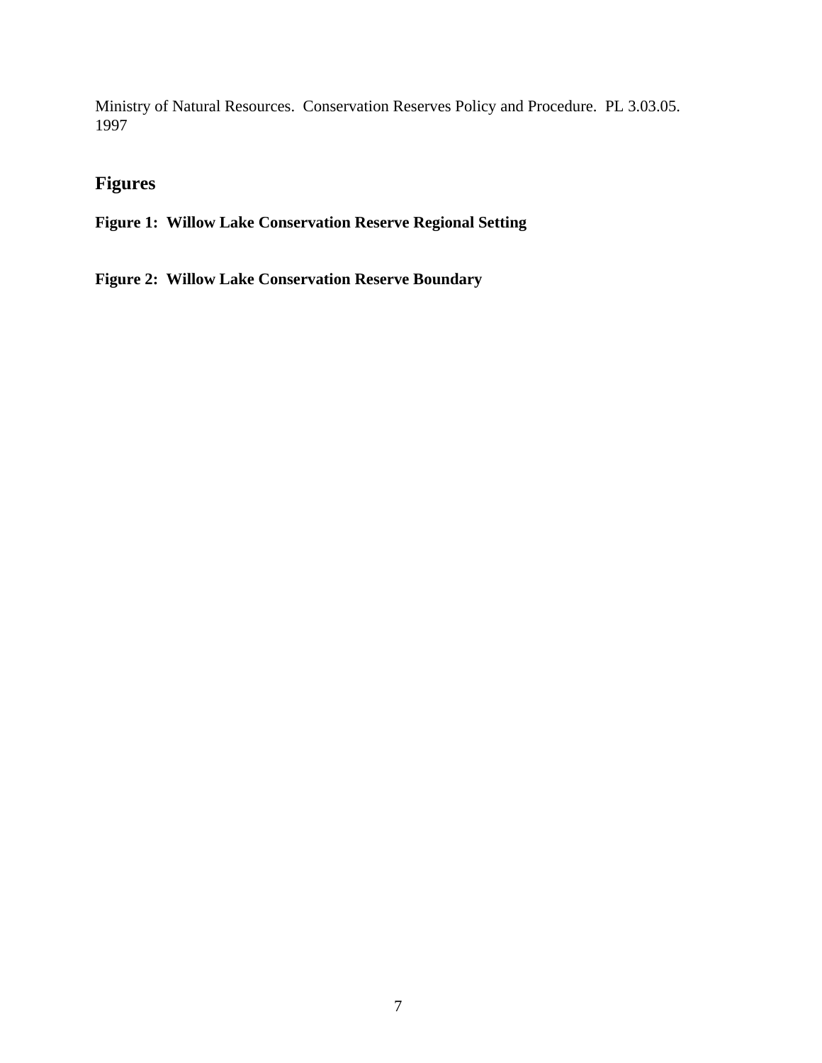Ministry of Natural Resources. Conservation Reserves Policy and Procedure. PL 3.03.05. 1997

## Figures

**Figure 1: Willow Lake Conservation Reserve Regional Setting**

**Figure 2: Willow Lake Conservation Reserve Boundary**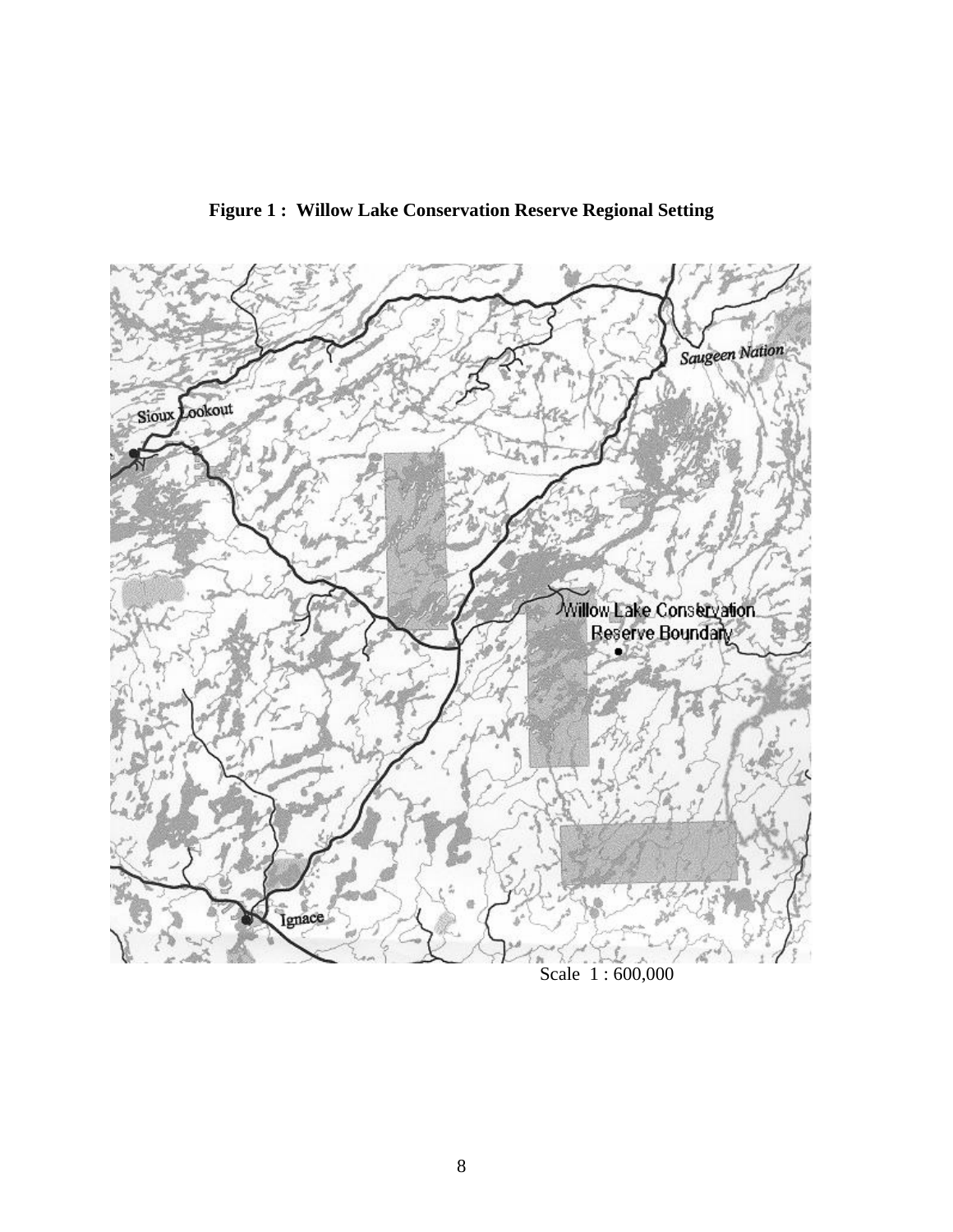**Figure 1 : Willow Lake Conservation Reserve Regional Setting**

Scale 1 : 600,000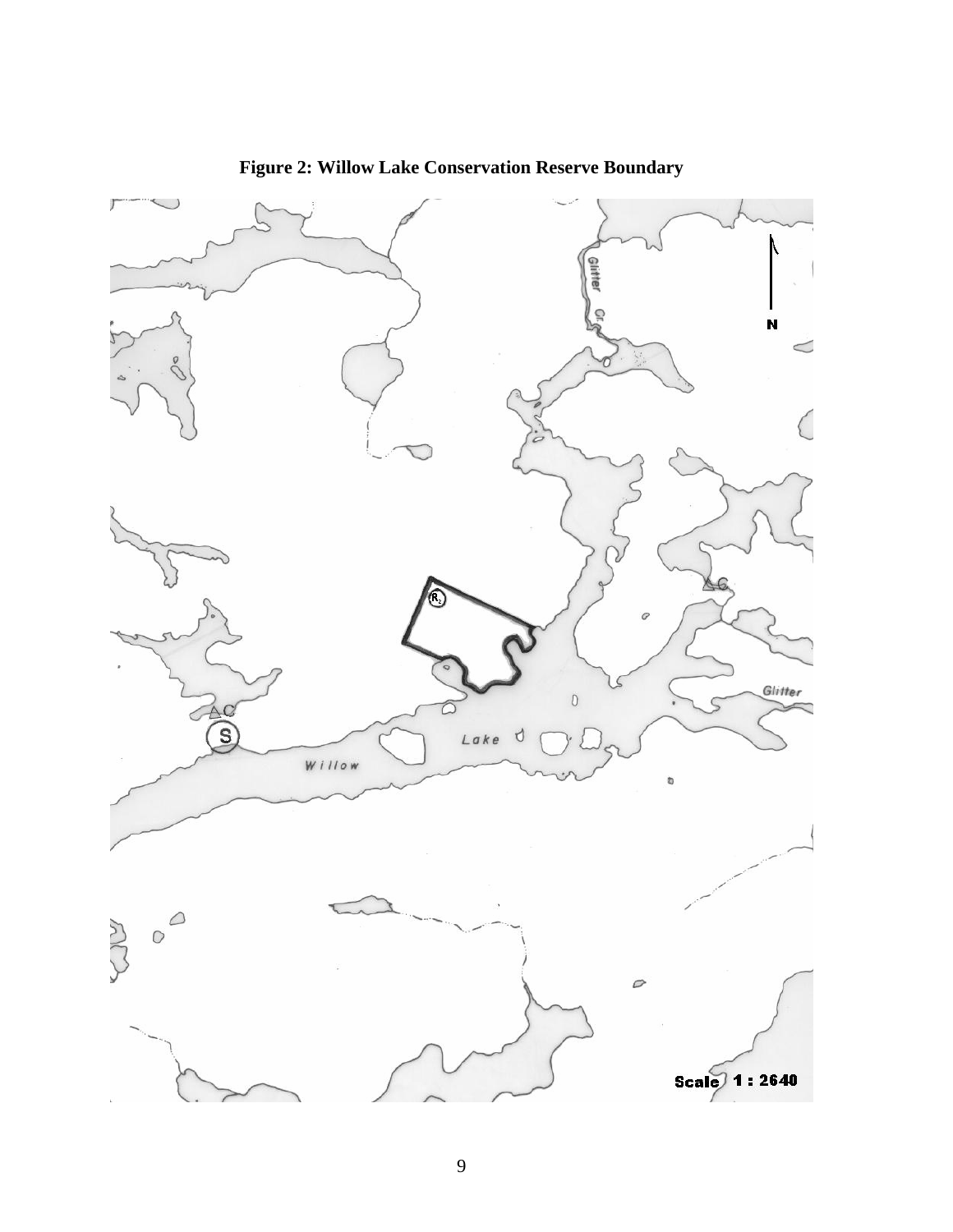**Figure 2: Willow Lake Conservation Reserve Boundary**

Glitter Cr.

N

Glitter

Willow Lake

Scale 1 : 2640